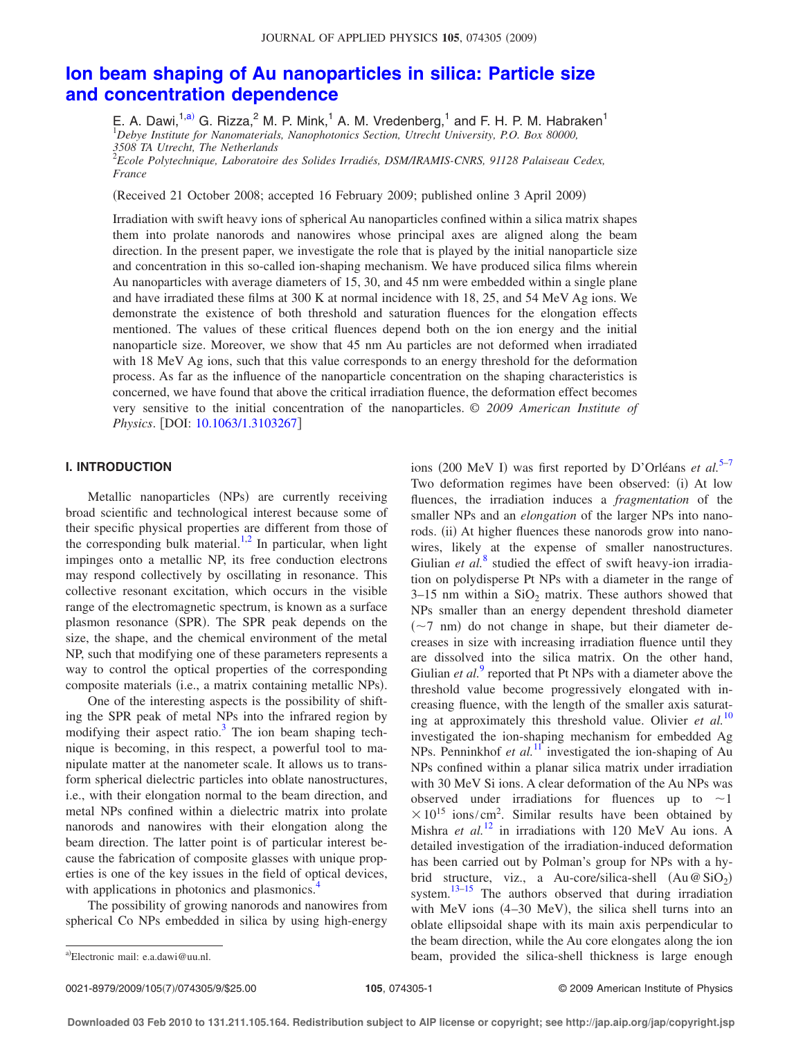# Ion beam shaping of Au nanoparticles in silica: Particle size and concentration dependence

E. A. Dawi,[1,a] G. Rizza,[2] M. P. Mink,[1] A. M. Vredenberg,[1] and F. H. P. M. Habraken[1]

[1]*Debye Institute for Nanomaterials, Nanophotonics Section, Utrecht University, P.O. Box 80000, 3508 TA Utrecht, The Netherlands*

[2]*Ecole Polytechnique, Laboratoire des Solides Irradiés, DSM/IRAMIS-CNRS, 91128 Palaiseau Cedex, France*

(Received 21 October 2008; accepted 16 February 2009; published online 3 April 2009)

Irradiation with swift heavy ions of spherical Au nanoparticles confined within a silica matrix shapes them into prolate nanorods and nanowires whose principal axes are aligned along the beam direction. In the present paper, we investigate the role that is played by the initial nanoparticle size and concentration in this so-called ion-shaping mechanism. We have produced silica films wherein Au nanoparticles with average diameters of 15, 30, and 45 nm were embedded within a single plane and have irradiated these films at 300 K at normal incidence with 18, 25, and 54 MeV Ag ions. We demonstrate the existence of both threshold and saturation fluences for the elongation effects mentioned. The values of these critical fluences depend both on the ion energy and the initial nanoparticle size. Moreover, we show that 45 nm Au particles are not deformed when irradiated with 18 MeV Ag ions, such that this value corresponds to an energy threshold for the deformation process. As far as the influence of the nanoparticle concentration on the shaping characteristics is concerned, we have found that above the critical irradiation fluence, the deformation effect becomes very sensitive to the initial concentration of the nanoparticles. © *2009 American Institute of Physics*. [DOI: 10.1063/1.3103267]

## I. INTRODUCTION

Metallic nanoparticles (NPs) are currently receiving broad scientific and technological interest because some of their specific physical properties are different from those of the corresponding bulk material.[1,2] In particular, when light impinges onto a metallic NP, its free conduction electrons may respond collectively by oscillating in resonance. This collective resonant excitation, which occurs in the visible range of the electromagnetic spectrum, is known as a surface plasmon resonance (SPR). The SPR peak depends on the size, the shape, and the chemical environment of the metal NP, such that modifying one of these parameters represents a way to control the optical properties of the corresponding composite materials (i.e., a matrix containing metallic NPs).

One of the interesting aspects is the possibility of shifting the SPR peak of metal NPs into the infrared region by modifying their aspect ratio.[3] The ion beam shaping technique is becoming, in this respect, a powerful tool to manipulate matter at the nanometer scale. It allows us to transform spherical dielectric particles into oblate nanostructures, i.e., with their elongation normal to the beam direction, and metal NPs confined within a dielectric matrix into prolate nanorods and nanowires with their elongation along the beam direction. The latter point is of particular interest because the fabrication of composite glasses with unique properties is one of the key issues in the field of optical devices, with applications in photonics and plasmonics.[4]

The possibility of growing nanorods and nanowires from spherical Co NPs embedded in silica by using high-energy ions (200 MeV I) was first reported by D'Orléans *et al.*[5–7] Two deformation regimes have been observed: (i) At low fluences, the irradiation induces a *fragmentation* of the smaller NPs and an *elongation* of the larger NPs into nanorods. (ii) At higher fluences these nanorods grow into nanowires, likely at the expense of smaller nanostructures. Giulian *et al.*[8] studied the effect of swift heavy-ion irradiation on polydisperse Pt NPs with a diameter in the range of 3–15 nm within a $SiO_2$ matrix. These authors showed that NPs smaller than an energy dependent threshold diameter (~7 nm) do not change in shape, but their diameter decreases in size with increasing irradiation fluence until they are dissolved into the silica matrix. On the other hand, Giulian *et al.*[9] reported that Pt NPs with a diameter above the threshold value become progressively elongated with increasing fluence, with the length of the smaller axis saturating at approximately this threshold value. Olivier *et al.*[10] investigated the ion-shaping mechanism for embedded Ag NPs. Penninkhof *et al.*[11] investigated the ion-shaping of Au NPs confined within a planar silica matrix under irradiation with 30 MeV Si ions. A clear deformation of the Au NPs was observed under irradiations for fluences up to $\sim 1 \times 10^{15}$ ions/cm$^2$. Similar results have been obtained by Mishra *et al.*[12] in irradiations with 120 MeV Au ions. A detailed investigation of the irradiation-induced deformation has been carried out by Polman's group for NPs with a hybrid structure, viz., a Au-core/silica-shell ($Au@SiO_2$) system.[13–15] The authors observed that during irradiation with MeV ions (4–30 MeV), the silica shell turns into an oblate ellipsoidal shape with its main axis perpendicular to the beam direction, while the Au core elongates along the ion beam, provided the silica-shell thickness is large enough

[a]Electronic mail: e.a.dawi@uu.nl.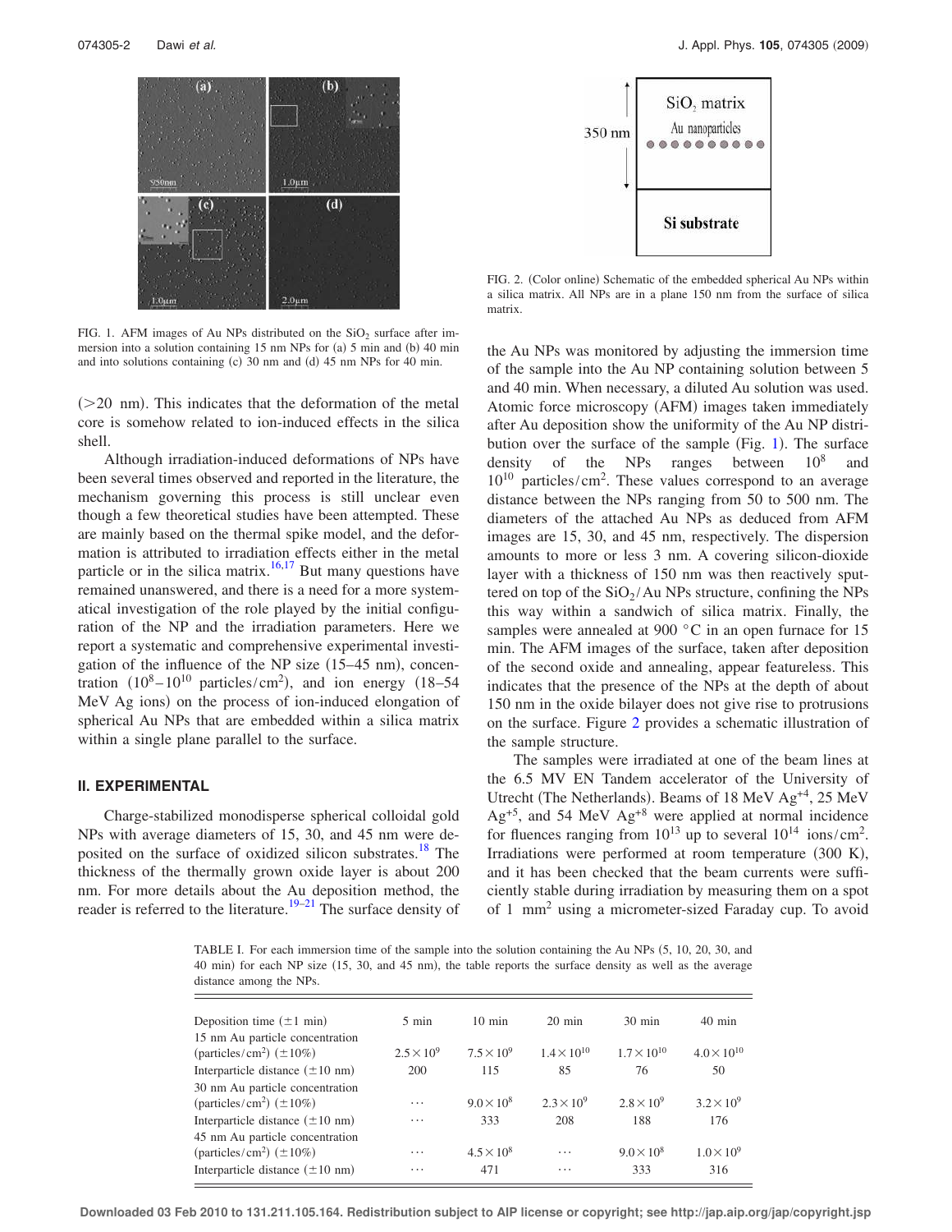FIG. 1. AFM images of Au NPs distributed on the $SiO_2$ surface after immersion into a solution containing 15 nm NPs for (a) 5 min and (b) 40 min and into solutions containing (c) 30 nm and (d) 45 nm NPs for 40 min.

FIG. 2. (Color online) Schematic of the embedded spherical Au NPs within a silica matrix. All NPs are in a plane 150 nm from the surface of silica matrix.

(>20 nm). This indicates that the deformation of the metal core is somehow related to ion-induced effects in the silica shell.

Although irradiation-induced deformations of NPs have been several times observed and reported in the literature, the mechanism governing this process is still unclear even though a few theoretical studies have been attempted. These are mainly based on the thermal spike model, and the deformation is attributed to irradiation effects either in the metal particle or in the silica matrix.[16,17] But many questions have remained unanswered, and there is a need for a more systematical investigation of the role played by the initial configuration of the NP and the irradiation parameters. Here we report a systematic and comprehensive experimental investigation of the influence of the NP size (15–45 nm), concentration ($10^8$–$10^{10}$ particles/cm$^2$), and ion energy (18–54 MeV Ag ions) on the process of ion-induced elongation of spherical Au NPs that are embedded within a silica matrix within a single plane parallel to the surface.

## II. EXPERIMENTAL

Charge-stabilized monodisperse spherical colloidal gold NPs with average diameters of 15, 30, and 45 nm were deposited on the surface of oxidized silicon substrates.[18] The thickness of the thermally grown oxide layer is about 200 nm. For more details about the Au deposition method, the reader is referred to the literature.[19–21] The surface density of the Au NPs was monitored by adjusting the immersion time of the sample into the Au NP containing solution between 5 and 40 min. When necessary, a diluted Au solution was used. Atomic force microscopy (AFM) images taken immediately after Au deposition show the uniformity of the Au NP distribution over the surface of the sample (Fig. 1). The surface density of the NPs ranges between $10^8$ and $10^{10}$ particles/cm$^2$. These values correspond to an average distance between the NPs ranging from 50 to 500 nm. The diameters of the attached Au NPs as deduced from AFM images are 15, 30, and 45 nm, respectively. The dispersion amounts to more or less 3 nm. A covering silicon-dioxide layer with a thickness of 150 nm was then reactively sputtered on top of the $SiO_2$/Au NPs structure, confining the NPs this way within a sandwich of silica matrix. Finally, the samples were annealed at 900 °C in an open furnace for 15 min. The AFM images of the surface, taken after deposition of the second oxide and annealing, appear featureless. This indicates that the presence of the NPs at the depth of about 150 nm in the oxide bilayer does not give rise to protrusions on the surface. Figure 2 provides a schematic illustration of the sample structure.

The samples were irradiated at one of the beam lines at the 6.5 MV EN Tandem accelerator of the University of Utrecht (The Netherlands). Beams of 18 MeV $Ag^{+4}$, 25 MeV $Ag^{+5}$, and 54 MeV $Ag^{+8}$ were applied at normal incidence for fluences ranging from $10^{13}$ up to several $10^{14}$ ions/cm$^2$. Irradiations were performed at room temperature (300 K), and it has been checked that the beam currents were sufficiently stable during irradiation by measuring them on a spot of 1 mm$^2$ using a micrometer-sized Faraday cup. To avoid

TABLE I. For each immersion time of the sample into the solution containing the Au NPs (5, 10, 20, 30, and 40 min) for each NP size (15, 30, and 45 nm), the table reports the surface density as well as the average distance among the NPs.

| Deposition time (±1 min) | 5 min | 10 min | 20 min | 30 min | 40 min |
|---|---|---|---|---|---|
| 15 nm Au particle concentration (particles/cm$^2$) (±10%) | $2.5\times10^9$ | $7.5\times10^9$ | $1.4\times10^{10}$ | $1.7\times10^{10}$ | $4.0\times10^{10}$ |
| Interparticle distance (±10 nm) | 200 | 115 | 85 | 76 | 50 |
| 30 nm Au particle concentration (particles/cm$^2$) (±10%) | ... | $9.0\times10^8$ | $2.3\times10^9$ | $2.8\times10^9$ | $3.2\times10^9$ |
| Interparticle distance (±10 nm) | ... | 333 | 208 | 188 | 176 |
| 45 nm Au particle concentration (particles/cm$^2$) (±10%) | ... | $4.5\times10^8$ | ... | $9.0\times10^8$ | $1.0\times10^9$ |
| Interparticle distance (±10 nm) | ... | 471 | ... | 333 | 316 |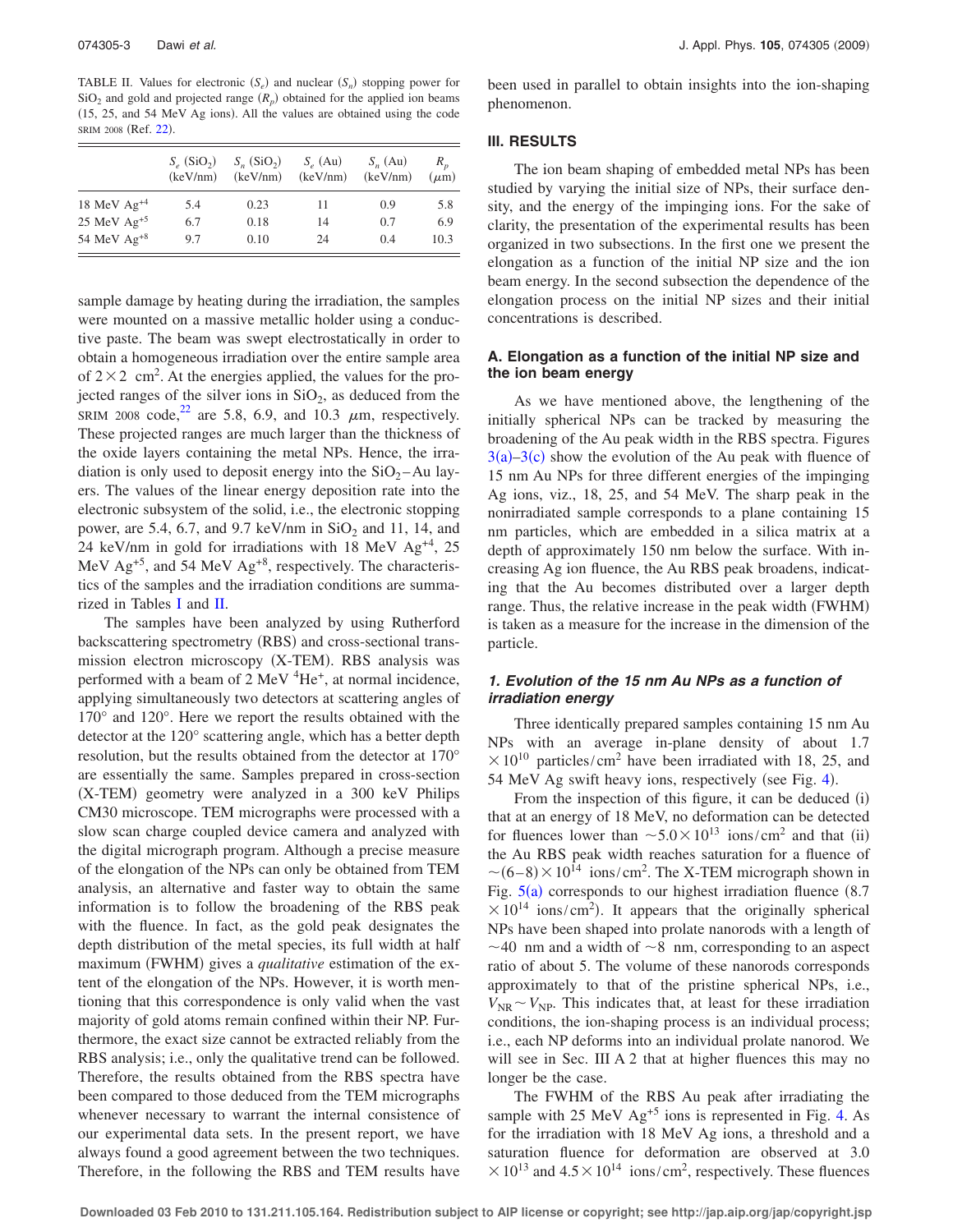TABLE II. Values for electronic ($S_e$) and nuclear ($S_n$) stopping power for $SiO_2$ and gold and projected range ($R_p$) obtained for the applied ion beams (15, 25, and 54 MeV Ag ions). All the values are obtained using the code SRIM 2008 (Ref. 22).

| | $S_e$ ($SiO_2$) (keV/nm) | $S_n$ ($SiO_2$) (keV/nm) | $S_e$ (Au) (keV/nm) | $S_n$ (Au) (keV/nm) | $R_p$ ($\mu$m) |
|---|---|---|---|---|---|
| 18 MeV $Ag^{+4}$ | 5.4 | 0.23 | 11 | 0.9 | 5.8 |
| 25 MeV $Ag^{+5}$ | 6.7 | 0.18 | 14 | 0.7 | 6.9 |
| 54 MeV $Ag^{+8}$ | 9.7 | 0.10 | 24 | 0.4 | 10.3 |

sample damage by heating during the irradiation, the samples were mounted on a massive metallic holder using a conductive paste. The beam was swept electrostatically in order to obtain a homogeneous irradiation over the entire sample area of $2\times 2$ cm$^2$. At the energies applied, the values for the projected ranges of the silver ions in $SiO_2$, as deduced from the SRIM 2008 code,[22] are 5.8, 6.9, and 10.3 $\mu$m, respectively. These projected ranges are much larger than the thickness of the oxide layers containing the metal NPs. Hence, the irradiation is only used to deposit energy into the $SiO_2$–Au layers. The values of the linear energy deposition rate into the electronic subsystem of the solid, i.e., the electronic stopping power, are 5.4, 6.7, and 9.7 keV/nm in $SiO_2$ and 11, 14, and 24 keV/nm in gold for irradiations with 18 MeV $Ag^{+4}$, 25 MeV $Ag^{+5}$, and 54 MeV $Ag^{+8}$, respectively. The characteristics of the samples and the irradiation conditions are summarized in Tables I and II.

The samples have been analyzed by using Rutherford backscattering spectrometry (RBS) and cross-sectional transmission electron microscopy (X-TEM). RBS analysis was performed with a beam of 2 MeV $^4He^+$, at normal incidence, applying simultaneously two detectors at scattering angles of 170° and 120°. Here we report the results obtained with the detector at the 120° scattering angle, which has a better depth resolution, but the results obtained from the detector at 170° are essentially the same. Samples prepared in cross-section (X-TEM) geometry were analyzed in a 300 keV Philips CM30 microscope. TEM micrographs were processed with a slow scan charge coupled device camera and analyzed with the digital micrograph program. Although a precise measure of the elongation of the NPs can only be obtained from TEM analysis, an alternative and faster way to obtain the same information is to follow the broadening of the RBS peak with the fluence. In fact, as the gold peak designates the depth distribution of the metal species, its full width at half maximum (FWHM) gives a *qualitative* estimation of the extent of the elongation of the NPs. However, it is worth mentioning that this correspondence is only valid when the vast majority of gold atoms remain confined within their NP. Furthermore, the exact size cannot be extracted reliably from the RBS analysis; i.e., only the qualitative trend can be followed. Therefore, the results obtained from the RBS spectra have been compared to those deduced from the TEM micrographs whenever necessary to warrant the internal consistence of our experimental data sets. In the present report, we have always found a good agreement between the two techniques. Therefore, in the following the RBS and TEM results have been used in parallel to obtain insights into the ion-shaping phenomenon.

## III. RESULTS

The ion beam shaping of embedded metal NPs has been studied by varying the initial size of NPs, their surface density, and the energy of the impinging ions. For the sake of clarity, the presentation of the experimental results has been organized in two subsections. In the first one we present the elongation as a function of the initial NP size and the ion beam energy. In the second subsection the dependence of the elongation process on the initial NP sizes and their initial concentrations is described.

### A. Elongation as a function of the initial NP size and the ion beam energy

As we have mentioned above, the lengthening of the initially spherical NPs can be tracked by measuring the broadening of the Au peak width in the RBS spectra. Figures 3(a)–3(c) show the evolution of the Au peak with fluence of 15 nm Au NPs for three different energies of the impinging Ag ions, viz., 18, 25, and 54 MeV. The sharp peak in the nonirradiated sample corresponds to a plane containing 15 nm particles, which are embedded in a silica matrix at a depth of approximately 150 nm below the surface. With increasing Ag ion fluence, the Au RBS peak broadens, indicating that the Au becomes distributed over a larger depth range. Thus, the relative increase in the peak width (FWHM) is taken as a measure for the increase in the dimension of the particle.

#### *1. Evolution of the 15 nm Au NPs as a function of irradiation energy*

Three identically prepared samples containing 15 nm Au NPs with an average in-plane density of about $1.7\times 10^{10}$ particles/cm$^2$ have been irradiated with 18, 25, and 54 MeV Ag swift heavy ions, respectively (see Fig. 4).

From the inspection of this figure, it can be deduced (i) that at an energy of 18 MeV, no deformation can be detected for fluences lower than $\sim 5.0\times 10^{13}$ ions/cm$^2$ and that (ii) the Au RBS peak width reaches saturation for a fluence of $\sim(6-8)\times 10^{14}$ ions/cm$^2$. The X-TEM micrograph shown in Fig. 5(a) corresponds to our highest irradiation fluence ($8.7\times 10^{14}$ ions/cm$^2$). It appears that the originally spherical NPs have been shaped into prolate nanorods with a length of $\sim 40$ nm and a width of $\sim 8$ nm, corresponding to an aspect ratio of about 5. The volume of these nanorods corresponds approximately to that of the pristine spherical NPs, i.e., $V_{NR}\sim V_{NP}$. This indicates that, at least for these irradiation conditions, the ion-shaping process is an individual process; i.e., each NP deforms into an individual prolate nanorod. We will see in Sec. III A 2 that at higher fluences this may no longer be the case.

The FWHM of the RBS Au peak after irradiating the sample with 25 MeV $Ag^{+5}$ ions is represented in Fig. 4. As for the irradiation with 18 MeV Ag ions, a threshold and a saturation fluence for deformation are observed at $3.0\times 10^{13}$ and $4.5\times 10^{14}$ ions/cm$^2$, respectively. These fluences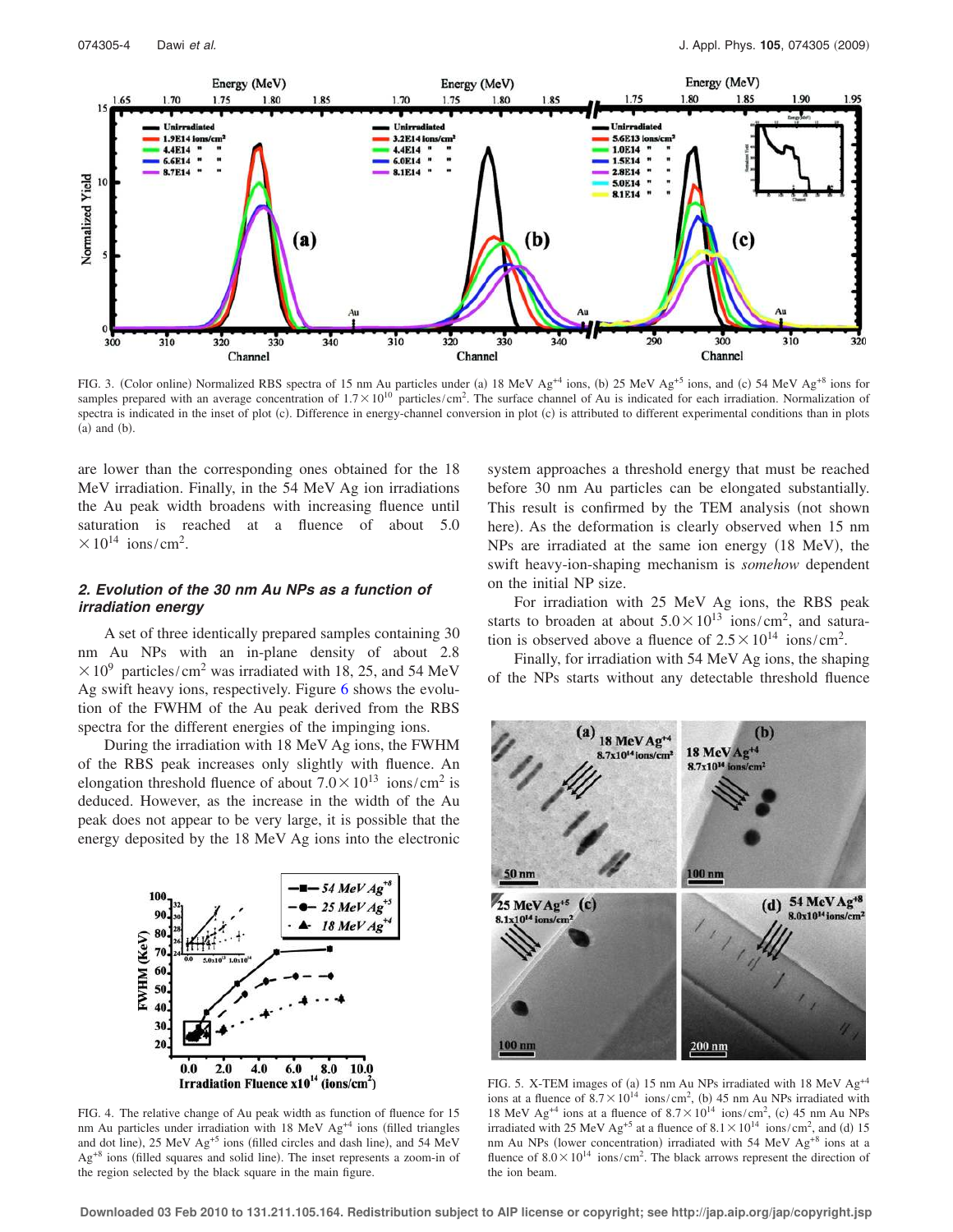FIG. 3. (Color online) Normalized RBS spectra of 15 nm Au particles under (a) 18 MeV $Ag^{+4}$ ions, (b) 25 MeV $Ag^{+5}$ ions, and (c) 54 MeV $Ag^{+8}$ ions for samples prepared with an average concentration of $1.7\times10^{10}$ particles/$cm^2$. The surface channel of Au is indicated for each irradiation. Normalization of spectra is indicated in the inset of plot (c). Difference in energy-channel conversion in plot (c) is attributed to different experimental conditions than in plots (a) and (b).

are lower than the corresponding ones obtained for the 18 MeV irradiation. Finally, in the 54 MeV Ag ion irradiations the Au peak width broadens with increasing fluence until saturation is reached at a fluence of about $5.0\times10^{14}$ ions/$cm^2$.

### 2. Evolution of the 30 nm Au NPs as a function of irradiation energy

A set of three identically prepared samples containing 30 nm Au NPs with an in-plane density of about $2.8\times10^{9}$ particles/$cm^2$ was irradiated with 18, 25, and 54 MeV Ag swift heavy ions, respectively. Figure 6 shows the evolution of the FWHM of the Au peak derived from the RBS spectra for the different energies of the impinging ions.

During the irradiation with 18 MeV Ag ions, the FWHM of the RBS peak increases only slightly with fluence. An elongation threshold fluence of about $7.0\times10^{13}$ ions/$cm^2$ is deduced. However, as the increase in the width of the Au peak does not appear to be very large, it is possible that the energy deposited by the 18 MeV Ag ions into the electronic system approaches a threshold energy that must be reached before 30 nm Au particles can be elongated substantially. This result is confirmed by the TEM analysis (not shown here). As the deformation is clearly observed when 15 nm NPs are irradiated at the same ion energy (18 MeV), the swift heavy-ion-shaping mechanism is *somehow* dependent on the initial NP size.

For irradiation with 25 MeV Ag ions, the RBS peak starts to broaden at about $5.0\times10^{13}$ ions/$cm^2$, and saturation is observed above a fluence of $2.5\times10^{14}$ ions/$cm^2$.

Finally, for irradiation with 54 MeV Ag ions, the shaping of the NPs starts without any detectable threshold fluence

FIG. 4. The relative change of Au peak width as function of fluence for 15 nm Au particles under irradiation with 18 MeV $Ag^{+4}$ ions (filled triangles and dot line), 25 MeV $Ag^{+5}$ ions (filled circles and dash line), and 54 MeV $Ag^{+8}$ ions (filled squares and solid line). The inset represents a zoom-in of the region selected by the black square in the main figure.

FIG. 5. X-TEM images of (a) 15 nm Au NPs irradiated with 18 MeV $Ag^{+4}$ ions at a fluence of $8.7\times10^{14}$ ions/$cm^2$, (b) 45 nm Au NPs irradiated with 18 MeV $Ag^{+4}$ ions at a fluence of $8.7\times10^{14}$ ions/$cm^2$, (c) 45 nm Au NPs irradiated with 25 MeV $Ag^{+5}$ at a fluence of $8.1\times10^{14}$ ions/$cm^2$, and (d) 15 nm Au NPs (lower concentration) irradiated with 54 MeV $Ag^{+8}$ ions at a fluence of $8.0\times10^{14}$ ions/$cm^2$. The black arrows represent the direction of the ion beam.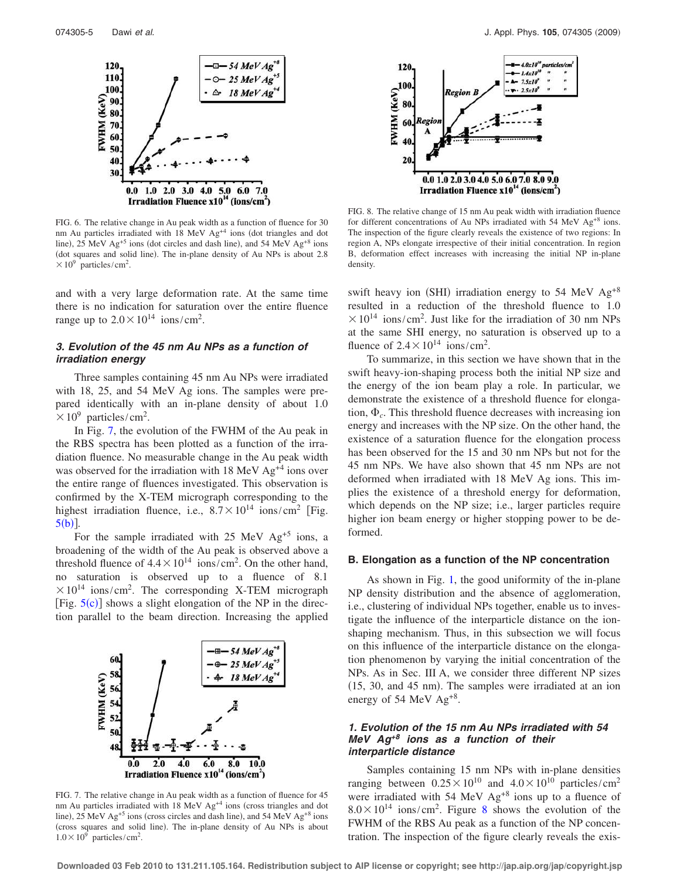FIG. 6. The relative change in Au peak width as a function of fluence for 30 nm Au particles irradiated with 18 MeV $Ag^{+4}$ ions (dot triangles and dot line), 25 MeV $Ag^{+5}$ ions (dot circles and dash line), and 54 MeV $Ag^{+8}$ ions (dot squares and solid line). The in-plane density of Au NPs is about $2.8 \times 10^9$ particles/cm$^2$.

and with a very large deformation rate. At the same time there is no indication for saturation over the entire fluence range up to $2.0 \times 10^{14}$ ions/cm$^2$.

### 3. Evolution of the 45 nm Au NPs as a function of irradiation energy

Three samples containing 45 nm Au NPs were irradiated with 18, 25, and 54 MeV Ag ions. The samples were prepared identically with an in-plane density of about $1.0 \times 10^9$ particles/cm$^2$.

In Fig. 7, the evolution of the FWHM of the Au peak in the RBS spectra has been plotted as a function of the irradiation fluence. No measurable change in the Au peak width was observed for the irradiation with 18 MeV $Ag^{+4}$ ions over the entire range of fluences investigated. This observation is confirmed by the X-TEM micrograph corresponding to the highest irradiation fluence, i.e., $8.7 \times 10^{14}$ ions/cm$^2$ [Fig. 5(b)].

For the sample irradiated with 25 MeV $Ag^{+5}$ ions, a broadening of the width of the Au peak is observed above a threshold fluence of $4.4 \times 10^{14}$ ions/cm$^2$. On the other hand, no saturation is observed up to a fluence of $8.1 \times 10^{14}$ ions/cm$^2$. The corresponding X-TEM micrograph [Fig. 5(c)] shows a slight elongation of the NP in the direction parallel to the beam direction. Increasing the applied swift heavy ion (SHI) irradiation energy to 54 MeV $Ag^{+8}$ resulted in a reduction of the threshold fluence to $1.0 \times 10^{14}$ ions/cm$^2$. Just like for the irradiation of 30 nm NPs at the same SHI energy, no saturation is observed up to a fluence of $2.4 \times 10^{14}$ ions/cm$^2$.

FIG. 7. The relative change in Au peak width as a function of fluence for 45 nm Au particles irradiated with 18 MeV $Ag^{+4}$ ions (cross triangles and dot line), 25 MeV $Ag^{+5}$ ions (cross circles and dash line), and 54 MeV $Ag^{+8}$ ions (cross squares and solid line). The in-plane density of Au NPs is about $1.0 \times 10^9$ particles/cm$^2$.

FIG. 8. The relative change of 15 nm Au peak width with irradiation fluence for different concentrations of Au NPs irradiated with 54 MeV $Ag^{+8}$ ions. The inspection of the figure clearly reveals the existence of two regions: In region A, NPs elongate irrespective of their initial concentration. In region B, deformation effect increases with increasing the initial NP in-plane density.

To summarize, in this section we have shown that in the swift heavy-ion-shaping process both the initial NP size and the energy of the ion beam play a role. In particular, we demonstrate the existence of a threshold fluence for elongation, $\Phi_c$. This threshold fluence decreases with increasing ion energy and increases with the NP size. On the other hand, the existence of a saturation fluence for the elongation process has been observed for the 15 and 30 nm NPs but not for the 45 nm NPs. We have also shown that 45 nm NPs are not deformed when irradiated with 18 MeV Ag ions. This implies the existence of a threshold energy for deformation, which depends on the NP size; i.e., larger particles require higher ion beam energy or higher stopping power to be deformed.

## B. Elongation as a function of the NP concentration

As shown in Fig. 1, the good uniformity of the in-plane NP density distribution and the absence of agglomeration, i.e., clustering of individual NPs together, enable us to investigate the influence of the interparticle distance on the ion-shaping mechanism. Thus, in this subsection we will focus on this influence of the interparticle distance on the elongation phenomenon by varying the initial concentration of the NPs. As in Sec. III A, we consider three different NP sizes (15, 30, and 45 nm). The samples were irradiated at an ion energy of 54 MeV $Ag^{+8}$.

### 1. Evolution of the 15 nm Au NPs irradiated with 54 MeV $Ag^{+8}$ ions as a function of their interparticle distance

Samples containing 15 nm NPs with in-plane densities ranging between $0.25 \times 10^{10}$ and $4.0 \times 10^{10}$ particles/cm$^2$ were irradiated with 54 MeV $Ag^{+8}$ ions up to a fluence of $8.0 \times 10^{14}$ ions/cm$^2$. Figure 8 shows the evolution of the FWHM of the RBS Au peak as a function of the NP concentration. The inspection of the figure clearly reveals the exis-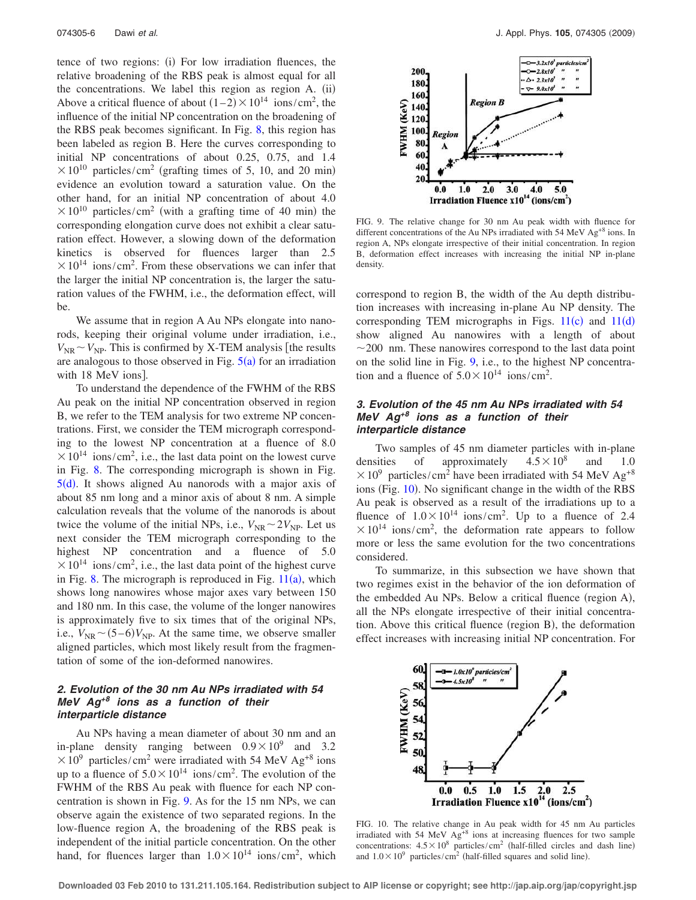tence of two regions: (i) For low irradiation fluences, the relative broadening of the RBS peak is almost equal for all the concentrations. We label this region as region A. (ii) Above a critical fluence of about $(1-2)\times 10^{14}$ ions/cm$^2$, the influence of the initial NP concentration on the broadening of the RBS peak becomes significant. In Fig. 8, this region has been labeled as region B. Here the curves corresponding to initial NP concentrations of about 0.25, 0.75, and 1.4 $\times 10^{10}$ particles/cm$^2$ (grafting times of 5, 10, and 20 min) evidence an evolution toward a saturation value. On the other hand, for an initial NP concentration of about 4.0 $\times 10^{10}$ particles/cm$^2$ (with a grafting time of 40 min) the corresponding elongation curve does not exhibit a clear saturation effect. However, a slowing down of the deformation kinetics is observed for fluences larger than 2.5 $\times 10^{14}$ ions/cm$^2$. From these observations we can infer that the larger the initial NP concentration is, the larger the saturation values of the FWHM, i.e., the deformation effect, will be.

We assume that in region A Au NPs elongate into nanorods, keeping their original volume under irradiation, i.e., $V_{NR} \sim V_{NP}$. This is confirmed by X-TEM analysis [the results are analogous to those observed in Fig. 5(a) for an irradiation with 18 MeV ions].

To understand the dependence of the FWHM of the RBS Au peak on the initial NP concentration observed in region B, we refer to the TEM analysis for two extreme NP concentrations. First, we consider the TEM micrograph corresponding to the lowest NP concentration at a fluence of 8.0 $\times 10^{14}$ ions/cm$^2$, i.e., the last data point on the lowest curve in Fig. 8. The corresponding micrograph is shown in Fig. 5(d). It shows aligned Au nanorods with a major axis of about 85 nm long and a minor axis of about 8 nm. A simple calculation reveals that the volume of the nanorods is about twice the volume of the initial NPs, i.e., $V_{NR} \sim 2V_{NP}$. Let us next consider the TEM micrograph corresponding to the highest NP concentration and a fluence of 5.0 $\times 10^{14}$ ions/cm$^2$, i.e., the last data point of the highest curve in Fig. 8. The micrograph is reproduced in Fig. 11(a), which shows long nanowires whose major axes vary between 150 and 180 nm. In this case, the volume of the longer nanowires is approximately five to six times that of the original NPs, i.e., $V_{NR} \sim (5-6)V_{NP}$. At the same time, we observe smaller aligned particles, which most likely result from the fragmentation of some of the ion-deformed nanowires.

### 2. Evolution of the 30 nm Au NPs irradiated with 54 MeV Ag$^{+8}$ ions as a function of their interparticle distance

Au NPs having a mean diameter of about 30 nm and an in-plane density ranging between $0.9\times 10^9$ and 3.2 $\times 10^9$ particles/cm$^2$ were irradiated with 54 MeV Ag$^{+8}$ ions up to a fluence of $5.0\times 10^{14}$ ions/cm$^2$. The evolution of the FWHM of the RBS Au peak with fluence for each NP concentration is shown in Fig. 9. As for the 15 nm NPs, we can observe again the existence of two separated regions. In the low-fluence region A, the broadening of the RBS peak is independent of the initial particle concentration. On the other hand, for fluences larger than $1.0\times 10^{14}$ ions/cm$^2$, which correspond to region B, the width of the Au depth distribution increases with increasing in-plane Au NP density. The corresponding TEM micrographs in Figs. 11(c) and 11(d) show aligned Au nanowires with a length of about ~200 nm. These nanowires correspond to the last data point on the solid line in Fig. 9, i.e., to the highest NP concentration and a fluence of $5.0\times 10^{14}$ ions/cm$^2$.

FIG. 9. The relative change for 30 nm Au peak width with fluence for different concentrations of the Au NPs irradiated with 54 MeV Ag$^{+8}$ ions. In region A, NPs elongate irrespective of their initial concentration. In region B, deformation effect increases with increasing the initial NP in-plane density.

### 3. Evolution of the 45 nm Au NPs irradiated with 54 MeV Ag$^{+8}$ ions as a function of their interparticle distance

Two samples of 45 nm diameter particles with in-plane densities of approximately $4.5\times 10^8$ and 1.0 $\times 10^9$ particles/cm$^2$ have been irradiated with 54 MeV Ag$^{+8}$ ions (Fig. 10). No significant change in the width of the RBS Au peak is observed as a result of the irradiations up to a fluence of $1.0\times 10^{14}$ ions/cm$^2$. Up to a fluence of 2.4 $\times 10^{14}$ ions/cm$^2$, the deformation rate appears to follow more or less the same evolution for the two concentrations considered.

To summarize, in this subsection we have shown that two regimes exist in the behavior of the ion deformation of the embedded Au NPs. Below a critical fluence (region A), all the NPs elongate irrespective of their initial concentration. Above this critical fluence (region B), the deformation effect increases with increasing initial NP concentration. For

FIG. 10. The relative change in Au peak width for 45 nm Au particles irradiated with 54 MeV Ag$^{+8}$ ions at increasing fluences for two sample concentrations: $4.5\times 10^8$ particles/cm$^2$ (half-filled circles and dash line) and $1.0\times 10^9$ particles/cm$^2$ (half-filled squares and solid line).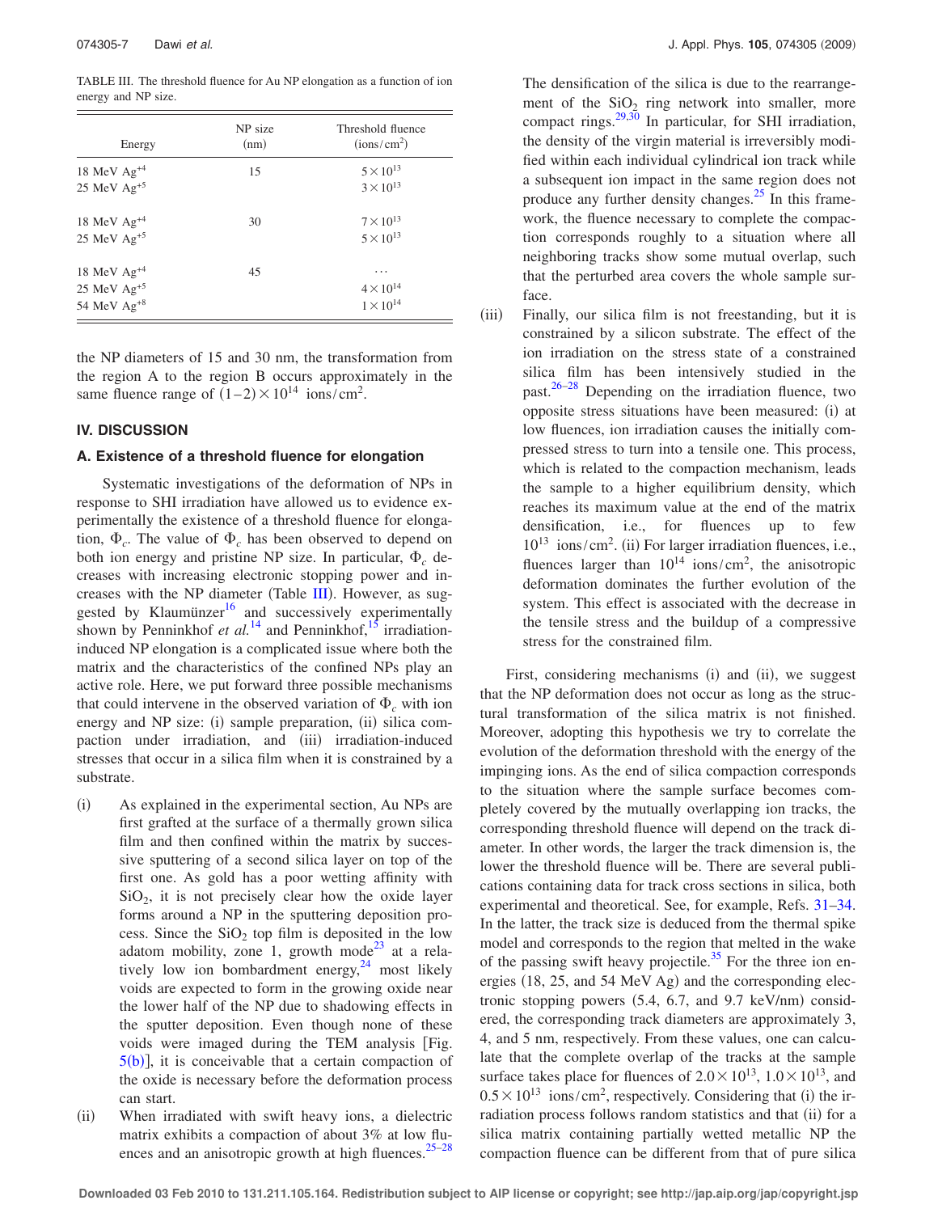TABLE III. The threshold fluence for Au NP elongation as a function of ion energy and NP size.

| Energy | NP size (nm) | Threshold fluence ($ions/cm^2$) |
|---|---|---|
| 18 MeV $Ag^{+4}$ | 15 | $5\times10^{13}$ |
| 25 MeV $Ag^{+5}$ | | $3\times10^{13}$ |
| 18 MeV $Ag^{+4}$ | 30 | $7\times10^{13}$ |
| 25 MeV $Ag^{+5}$ | | $5\times10^{13}$ |
| 18 MeV $Ag^{+4}$ | 45 | ... |
| 25 MeV $Ag^{+5}$ | | $4\times10^{14}$ |
| 54 MeV $Ag^{+8}$ | | $1\times10^{14}$ |

the NP diameters of 15 and 30 nm, the transformation from the region A to the region B occurs approximately in the same fluence range of $(1-2)\times10^{14}$ $ions/cm^2$.

## IV. DISCUSSION

### A. Existence of a threshold fluence for elongation

Systematic investigations of the deformation of NPs in response to SHI irradiation have allowed us to evidence experimentally the existence of a threshold fluence for elongation, $\Phi_c$. The value of $\Phi_c$ has been observed to depend on both ion energy and pristine NP size. In particular, $\Phi_c$ decreases with increasing electronic stopping power and increases with the NP diameter (Table III). However, as suggested by Klaumünzer[16] and successively experimentally shown by Penninkhof *et al.*[14] and Penninkhof,[15] irradiation-induced NP elongation is a complicated issue where both the matrix and the characteristics of the confined NPs play an active role. Here, we put forward three possible mechanisms that could intervene in the observed variation of $\Phi_c$ with ion energy and NP size: (i) sample preparation, (ii) silica compaction under irradiation, and (iii) irradiation-induced stresses that occur in a silica film when it is constrained by a substrate.

(i) As explained in the experimental section, Au NPs are first grafted at the surface of a thermally grown silica film and then confined within the matrix by successive sputtering of a second silica layer on top of the first one. As gold has a poor wetting affinity with $SiO_2$, it is not precisely clear how the oxide layer forms around a NP in the sputtering deposition process. Since the $SiO_2$ top film is deposited in the low adatom mobility, zone 1, growth mode[23] at a relatively low ion bombardment energy,[24] most likely voids are expected to form in the growing oxide near the lower half of the NP due to shadowing effects in the sputter deposition. Even though none of these voids were imaged during the TEM analysis [Fig. 5(b)], it is conceivable that a certain compaction of the oxide is necessary before the deformation process can start.

(ii) When irradiated with swift heavy ions, a dielectric matrix exhibits a compaction of about 3% at low fluences and an anisotropic growth at high fluences.[25–28] The densification of the silica is due to the rearrangement of the $SiO_2$ ring network into smaller, more compact rings.[29,30] In particular, for SHI irradiation, the density of the virgin material is irreversibly modified within each individual cylindrical ion track while a subsequent ion impact in the same region does not produce any further density changes.[25] In this framework, the fluence necessary to complete the compaction corresponds roughly to a situation where all neighboring tracks show some mutual overlap, such that the perturbed area covers the whole sample surface.

(iii) Finally, our silica film is not freestanding, but it is constrained by a silicon substrate. The effect of the ion irradiation on the stress state of a constrained silica film has been intensively studied in the past.[26–28] Depending on the irradiation fluence, two opposite stress situations have been measured: (i) at low fluences, ion irradiation causes the initially compressed stress to turn into a tensile one. This process, which is related to the compaction mechanism, leads the sample to a higher equilibrium density, which reaches its maximum value at the end of the matrix densification, i.e., for fluences up to few $10^{13}$ $ions/cm^2$. (ii) For larger irradiation fluences, i.e., fluences larger than $10^{14}$ $ions/cm^2$, the anisotropic deformation dominates the further evolution of the system. This effect is associated with the decrease in the tensile stress and the buildup of a compressive stress for the constrained film.

First, considering mechanisms (i) and (ii), we suggest that the NP deformation does not occur as long as the structural transformation of the silica matrix is not finished. Moreover, adopting this hypothesis we try to correlate the evolution of the deformation threshold with the energy of the impinging ions. As the end of silica compaction corresponds to the situation where the sample surface becomes completely covered by the mutually overlapping ion tracks, the corresponding threshold fluence will depend on the track diameter. In other words, the larger the track dimension is, the lower the threshold fluence will be. There are several publications containing data for track cross sections in silica, both experimental and theoretical. See, for example, Refs. 31–34. In the latter, the track size is deduced from the thermal spike model and corresponds to the region that melted in the wake of the passing swift heavy projectile.[35] For the three ion energies (18, 25, and 54 MeV Ag) and the corresponding electronic stopping powers (5.4, 6.7, and 9.7 keV/nm) considered, the corresponding track diameters are approximately 3, 4, and 5 nm, respectively. From these values, one can calculate that the complete overlap of the tracks at the sample surface takes place for fluences of $2.0\times10^{13}$, $1.0\times10^{13}$, and $0.5\times10^{13}$ $ions/cm^2$, respectively. Considering that (i) the irradiation process follows random statistics and that (ii) for a silica matrix containing partially wetted metallic NP the compaction fluence can be different from that of pure silica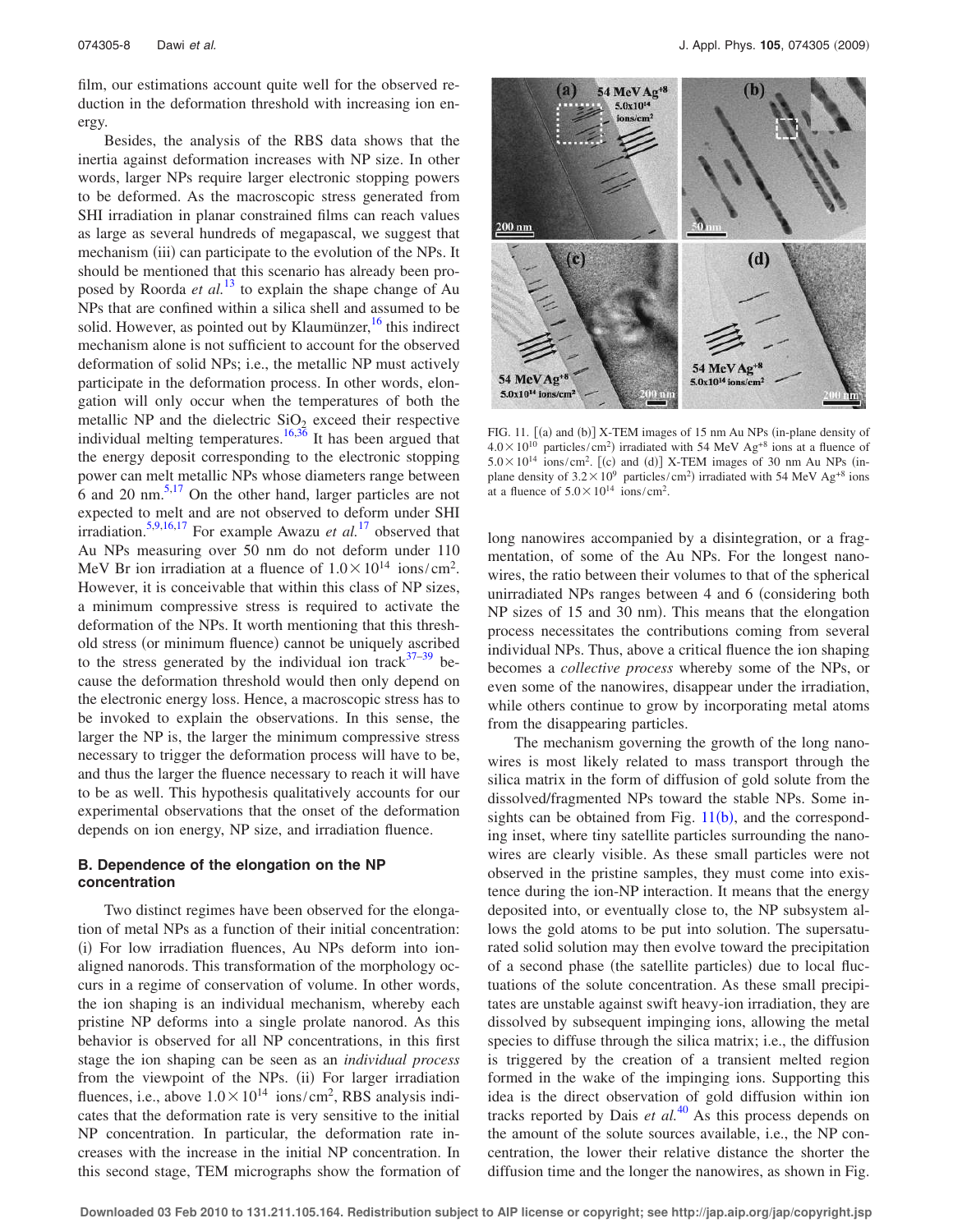film, our estimations account quite well for the observed reduction in the deformation threshold with increasing ion energy.

Besides, the analysis of the RBS data shows that the inertia against deformation increases with NP size. In other words, larger NPs require larger electronic stopping powers to be deformed. As the macroscopic stress generated from SHI irradiation in planar constrained films can reach values as large as several hundreds of megapascal, we suggest that mechanism (iii) can participate to the evolution of the NPs. It should be mentioned that this scenario has already been proposed by Roorda *et al.*[13] to explain the shape change of Au NPs that are confined within a silica shell and assumed to be solid. However, as pointed out by Klaumünzer,[16] this indirect mechanism alone is not sufficient to account for the observed deformation of solid NPs; i.e., the metallic NP must actively participate in the deformation process. In other words, elongation will only occur when the temperatures of both the metallic NP and the dielectric $SiO_2$ exceed their respective individual melting temperatures.[16,36] It has been argued that the energy deposit corresponding to the electronic stopping power can melt metallic NPs whose diameters range between 6 and 20 nm.[5,17] On the other hand, larger particles are not expected to melt and are not observed to deform under SHI irradiation.[5,9,16,17] For example Awazu *et al.*[17] observed that Au NPs measuring over 50 nm do not deform under 110 MeV Br ion irradiation at a fluence of $1.0\times10^{14}$ ions/cm$^2$. However, it is conceivable that within this class of NP sizes, a minimum compressive stress is required to activate the deformation of the NPs. It worth mentioning that this threshold stress (or minimum fluence) cannot be uniquely ascribed to the stress generated by the individual ion track[37–39] because the deformation threshold would then only depend on the electronic energy loss. Hence, a macroscopic stress has to be invoked to explain the observations. In this sense, the larger the NP is, the larger the minimum compressive stress necessary to trigger the deformation process will have to be, and thus the larger the fluence necessary to reach it will have to be as well. This hypothesis qualitatively accounts for our experimental observations that the onset of the deformation depends on ion energy, NP size, and irradiation fluence.

### B. Dependence of the elongation on the NP concentration

Two distinct regimes have been observed for the elongation of metal NPs as a function of their initial concentration: (i) For low irradiation fluences, Au NPs deform into ion-aligned nanorods. This transformation of the morphology occurs in a regime of conservation of volume. In other words, the ion shaping is an individual mechanism, whereby each pristine NP deforms into a single prolate nanorod. As this behavior is observed for all NP concentrations, in this first stage the ion shaping can be seen as an *individual process* from the viewpoint of the NPs. (ii) For larger irradiation fluences, i.e., above $1.0\times10^{14}$ ions/cm$^2$, RBS analysis indicates that the deformation rate is very sensitive to the initial NP concentration. In particular, the deformation rate increases with the increase in the initial NP concentration. In this second stage, TEM micrographs show the formation of long nanowires accompanied by a disintegration, or a fragmentation, of some of the Au NPs. For the longest nanowires, the ratio between their volumes to that of the spherical unirradiated NPs ranges between 4 and 6 (considering both NP sizes of 15 and 30 nm). This means that the elongation process necessitates the contributions coming from several individual NPs. Thus, above a critical fluence the ion shaping becomes a *collective process* whereby some of the NPs, or even some of the nanowires, disappear under the irradiation, while others continue to grow by incorporating metal atoms from the disappearing particles.

FIG. 11. [(a) and (b)] X-TEM images of 15 nm Au NPs (in-plane density of $4.0\times10^{10}$ particles/cm$^2$) irradiated with 54 MeV $Ag^{+8}$ ions at a fluence of $5.0\times10^{14}$ ions/cm$^2$. [(c) and (d)] X-TEM images of 30 nm Au NPs (in-plane density of $3.2\times10^{9}$ particles/cm$^2$) irradiated with 54 MeV $Ag^{+8}$ ions at a fluence of $5.0\times10^{14}$ ions/cm$^2$.

The mechanism governing the growth of the long nanowires is most likely related to mass transport through the silica matrix in the form of diffusion of gold solute from the dissolved/fragmented NPs toward the stable NPs. Some insights can be obtained from Fig. 11(b), and the corresponding inset, where tiny satellite particles surrounding the nanowires are clearly visible. As these small particles were not observed in the pristine samples, they must come into existence during the ion-NP interaction. It means that the energy deposited into, or eventually close to, the NP subsystem allows the gold atoms to be put into solution. The supersaturated solid solution may then evolve toward the precipitation of a second phase (the satellite particles) due to local fluctuations of the solute concentration. As these small precipitates are unstable against swift heavy-ion irradiation, they are dissolved by subsequent impinging ions, allowing the metal species to diffuse through the silica matrix; i.e., the diffusion is triggered by the creation of a transient melted region formed in the wake of the impinging ions. Supporting this idea is the direct observation of gold diffusion within ion tracks reported by Dais *et al.*[40] As this process depends on the amount of the solute sources available, i.e., the NP concentration, the lower their relative distance the shorter the diffusion time and the longer the nanowires, as shown in Fig.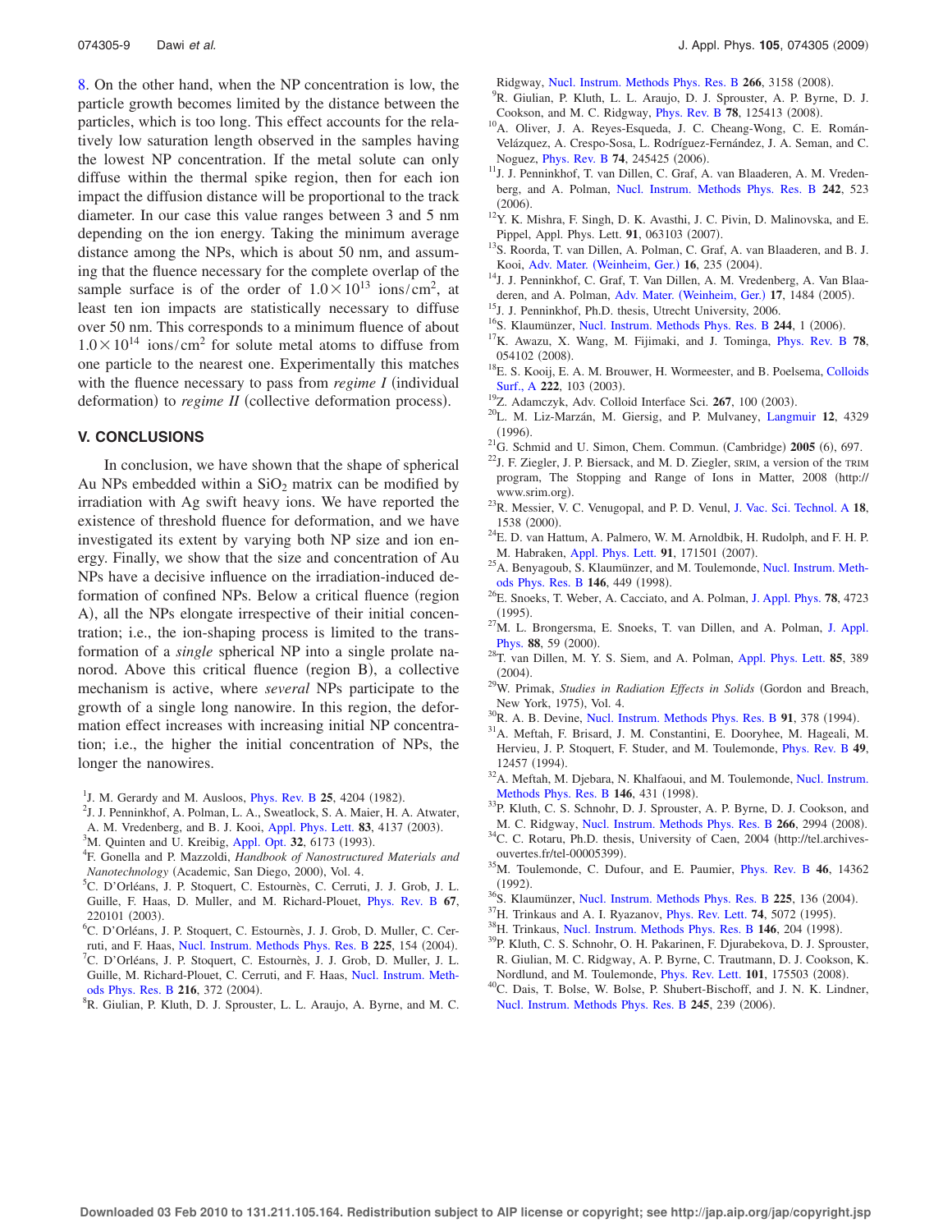8. On the other hand, when the NP concentration is low, the particle growth becomes limited by the distance between the particles, which is too long. This effect accounts for the relatively low saturation length observed in the samples having the lowest NP concentration. If the metal solute can only diffuse within the thermal spike region, then for each ion impact the diffusion distance will be proportional to the track diameter. In our case this value ranges between 3 and 5 nm depending on the ion energy. Taking the minimum average distance among the NPs, which is about 50 nm, and assuming that the fluence necessary for the complete overlap of the sample surface is of the order of $1.0\times10^{13}$ ions/cm$^2$, at least ten ion impacts are statistically necessary to diffuse over 50 nm. This corresponds to a minimum fluence of about $1.0\times10^{14}$ ions/cm$^2$ for solute metal atoms to diffuse from one particle to the nearest one. Experimentally this matches with the fluence necessary to pass from *regime I* (individual deformation) to *regime II* (collective deformation process).

## V. CONCLUSIONS

In conclusion, we have shown that the shape of spherical Au NPs embedded within a $SiO_2$ matrix can be modified by irradiation with Ag swift heavy ions. We have reported the existence of threshold fluence for deformation, and we have investigated its extent by varying both NP size and ion energy. Finally, we show that the size and concentration of Au NPs have a decisive influence on the irradiation-induced deformation of confined NPs. Below a critical fluence (region A), all the NPs elongate irrespective of their initial concentration; i.e., the ion-shaping process is limited to the transformation of a *single* spherical NP into a single prolate nanorod. Above this critical fluence (region B), a collective mechanism is active, where *several* NPs participate to the growth of a single long nanowire. In this region, the deformation effect increases with increasing initial NP concentration; i.e., the higher the initial concentration of NPs, the longer the nanowires.

[1] J. M. Gerardy and M. Ausloos, Phys. Rev. B **25**, 4204 (1982).
[2] J. J. Penninkhof, A. Polman, L. A., Sweatlock, S. A. Maier, H. A. Atwater, A. M. Vredenberg, and B. J. Kooi, Appl. Phys. Lett. **83**, 4137 (2003).
[3] M. Quinten and U. Kreibig, Appl. Opt. **32**, 6173 (1993).
[4] F. Gonella and P. Mazzoldi, *Handbook of Nanostructured Materials and Nanotechnology* (Academic, San Diego, 2000), Vol. 4.
[5] C. D'Orléans, J. P. Stoquert, C. Estournès, C. Cerruti, J. J. Grob, J. L. Guille, F. Haas, D. Muller, and M. Richard-Plouet, Phys. Rev. B **67**, 220101 (2003).
[6] C. D'Orléans, J. P. Stoquert, C. Estournès, J. J. Grob, D. Muller, C. Cerruti, and F. Haas, Nucl. Instrum. Methods Phys. Res. B **225**, 154 (2004).
[7] C. D'Orléans, J. P. Stoquert, C. Estournès, J. J. Grob, D. Muller, J. L. Guille, M. Richard-Plouet, C. Cerruti, and F. Haas, Nucl. Instrum. Methods Phys. Res. B **216**, 372 (2004).
[8] R. Giulian, P. Kluth, D. J. Sprouster, L. L. Araujo, A. Byrne, and M. C. Ridgway, Nucl. Instrum. Methods Phys. Res. B **266**, 3158 (2008).
[9] R. Giulian, P. Kluth, L. L. Araujo, D. J. Sprouster, A. P. Byrne, D. J. Cookson, and M. C. Ridgway, Phys. Rev. B **78**, 125413 (2008).
[10] A. Oliver, J. A. Reyes-Esqueda, J. C. Cheang-Wong, C. E. Román-Velázquez, A. Crespo-Sosa, L. Rodríguez-Fernández, J. A. Seman, and C. Noguez, Phys. Rev. B **74**, 245425 (2006).
[11] J. J. Penninkhof, T. van Dillen, C. Graf, A. van Blaaderen, A. M. Vredenberg, and A. Polman, Nucl. Instrum. Methods Phys. Res. B **242**, 523 (2006).
[12] Y. K. Mishra, F. Singh, D. K. Avasthi, J. C. Pivin, D. Malinovska, and E. Pippel, Appl. Phys. Lett. **91**, 063103 (2007).
[13] S. Roorda, T. van Dillen, A. Polman, C. Graf, A. van Blaaderen, and B. J. Kooi, Adv. Mater. (Weinheim, Ger.) **16**, 235 (2004).
[14] J. J. Penninkhof, C. Graf, T. Van Dillen, A. M. Vredenberg, A. Van Blaaderen, and A. Polman, Adv. Mater. (Weinheim, Ger.) **17**, 1484 (2005).
[15] J. J. Penninkhof, Ph.D. thesis, Utrecht University, 2006.
[16] S. Klaumünzer, Nucl. Instrum. Methods Phys. Res. B **244**, 1 (2006).
[17] K. Awazu, X. Wang, M. Fijimaki, and J. Tominga, Phys. Rev. B **78**, 054102 (2008).
[18] E. S. Kooij, E. A. M. Brouwer, H. Wormeester, and B. Poelsema, Colloids Surf., A **222**, 103 (2003).
[19] Z. Adamczyk, Adv. Colloid Interface Sci. **267**, 100 (2003).
[20] L. M. Liz-Marzán, M. Giersig, and P. Mulvaney, Langmuir **12**, 4329 (1996).
[21] G. Schmid and U. Simon, Chem. Commun. (Cambridge) **2005** (6), 697.
[22] J. F. Ziegler, J. P. Biersack, and M. D. Ziegler, SRIM, a version of the TRIM program, The Stopping and Range of Ions in Matter, 2008 (http://www.srim.org).
[23] R. Messier, V. C. Venugopal, and P. D. Venul, J. Vac. Sci. Technol. A **18**, 1538 (2000).
[24] E. D. van Hattum, A. Palmero, W. M. Arnoldbik, H. Rudolph, and F. H. P. M. Habraken, Appl. Phys. Lett. **91**, 171501 (2007).
[25] A. Benyagoub, S. Klaumünzer, and M. Toulemonde, Nucl. Instrum. Methods Phys. Res. B **146**, 449 (1998).
[26] E. Snoeks, T. Weber, A. Cacciato, and A. Polman, J. Appl. Phys. **78**, 4723 (1995).
[27] M. L. Brongersma, E. Snoeks, T. van Dillen, and A. Polman, J. Appl. Phys. **88**, 59 (2000).
[28] T. van Dillen, M. Y. S. Siem, and A. Polman, Appl. Phys. Lett. **85**, 389 (2004).
[29] W. Primak, *Studies in Radiation Effects in Solids* (Gordon and Breach, New York, 1975), Vol. 4.
[30] R. A. B. Devine, Nucl. Instrum. Methods Phys. Res. B **91**, 378 (1994).
[31] A. Meftah, F. Brisard, J. M. Constantini, E. Dooryhee, M. Hageali, M. Hervieu, J. P. Stoquert, F. Studer, and M. Toulemonde, Phys. Rev. B **49**, 12457 (1994).
[32] A. Meftah, M. Djebara, N. Khalfaoui, and M. Toulemonde, Nucl. Instrum. Methods Phys. Res. B **146**, 431 (1998).
[33] P. Kluth, C. S. Schnohr, D. J. Sprouster, A. P. Byrne, D. J. Cookson, and M. C. Ridgway, Nucl. Instrum. Methods Phys. Res. B **266**, 2994 (2008).
[34] C. C. Rotaru, Ph.D. thesis, University of Caen, 2004 (http://tel.archives-ouvertes.fr/tel-00005399).
[35] M. Toulemonde, C. Dufour, and E. Paumier, Phys. Rev. B **46**, 14362 (1992).
[36] S. Klaumünzer, Nucl. Instrum. Methods Phys. Res. B **225**, 136 (2004).
[37] H. Trinkaus and A. I. Ryazanov, Phys. Rev. Lett. **74**, 5072 (1995).
[38] H. Trinkaus, Nucl. Instrum. Methods Phys. Res. B **146**, 204 (1998).
[39] P. Kluth, C. S. Schnohr, O. H. Pakarinen, F. Djurabekova, D. J. Sprouster, R. Giulian, M. C. Ridgway, A. P. Byrne, C. Trautmann, D. J. Cookson, K. Nordlund, and M. Toulemonde, Phys. Rev. Lett. **101**, 175503 (2008).
[40] C. Dais, T. Bolse, W. Bolse, P. Shubert-Bischoff, and J. N. K. Lindner, Nucl. Instrum. Methods Phys. Res. B **245**, 239 (2006).